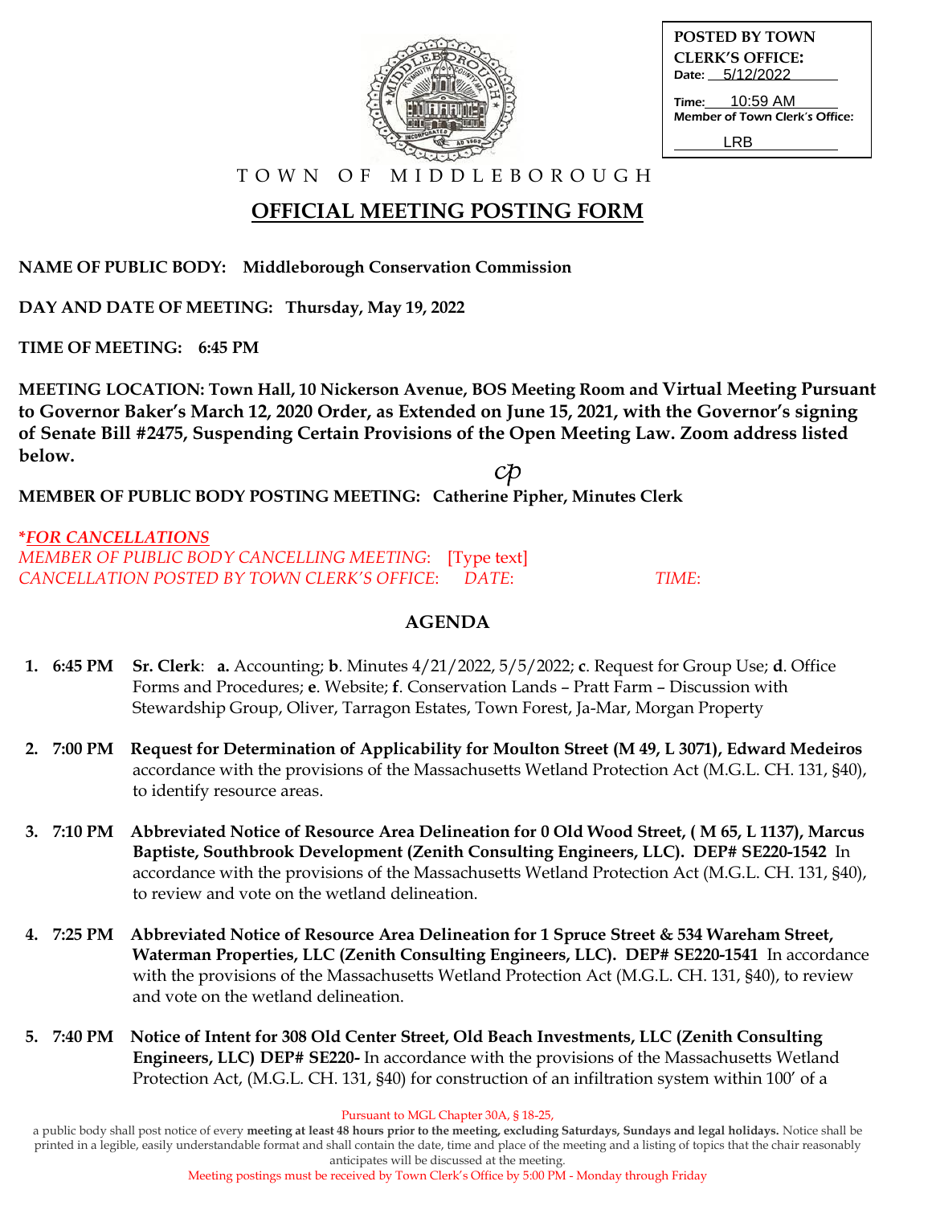**POSTED BY TOWN CLERK'S OFFICE:**
Date: 5/12/2022
Time: 10:59 AM
Member of Town Clerk's Office: LRB

TOWN OF MIDDLEBOROUGH

# OFFICIAL MEETING POSTING FORM

**NAME OF PUBLIC BODY: Middleborough Conservation Commission**

**DAY AND DATE OF MEETING: Thursday, May 19, 2022**

**TIME OF MEETING: 6:45 PM**

**MEETING LOCATION: Town Hall, 10 Nickerson Avenue, BOS Meeting Room and Virtual Meeting Pursuant to Governor Baker's March 12, 2020 Order, as Extended on June 15, 2021, with the Governor's signing of Senate Bill #2475, Suspending Certain Provisions of the Open Meeting Law. Zoom address listed below.**

cp

**MEMBER OF PUBLIC BODY POSTING MEETING: Catherine Pipher, Minutes Clerk**

***FOR CANCELLATIONS***
*MEMBER OF PUBLIC BODY CANCELLING MEETING:* [Type text]
*CANCELLATION POSTED BY TOWN CLERK'S OFFICE: DATE: TIME:*

## AGENDA

1. **6:45 PM Sr. Clerk**: **a.** Accounting; **b**. Minutes 4/21/2022, 5/5/2022; **c**. Request for Group Use; **d**. Office Forms and Procedures; **e**. Website; **f**. Conservation Lands – Pratt Farm – Discussion with Stewardship Group, Oliver, Tarragon Estates, Town Forest, Ja-Mar, Morgan Property

2. **7:00 PM Request for Determination of Applicability for Moulton Street (M 49, L 3071), Edward Medeiros** accordance with the provisions of the Massachusetts Wetland Protection Act (M.G.L. CH. 131, §40), to identify resource areas.

3. **7:10 PM Abbreviated Notice of Resource Area Delineation for 0 Old Wood Street, ( M 65, L 1137), Marcus Baptiste, Southbrook Development (Zenith Consulting Engineers, LLC). DEP# SE220-1542** In accordance with the provisions of the Massachusetts Wetland Protection Act (M.G.L. CH. 131, §40), to review and vote on the wetland delineation.

4. **7:25 PM Abbreviated Notice of Resource Area Delineation for 1 Spruce Street & 534 Wareham Street, Waterman Properties, LLC (Zenith Consulting Engineers, LLC). DEP# SE220-1541** In accordance with the provisions of the Massachusetts Wetland Protection Act (M.G.L. CH. 131, §40), to review and vote on the wetland delineation.

5. **7:40 PM Notice of Intent for 308 Old Center Street, Old Beach Investments, LLC (Zenith Consulting Engineers, LLC) DEP# SE220-** In accordance with the provisions of the Massachusetts Wetland Protection Act, (M.G.L. CH. 131, §40) for construction of an infiltration system within 100' of a

Pursuant to MGL Chapter 30A, § 18-25,

a public body shall post notice of every **meeting at least 48 hours prior to the meeting, excluding Saturdays, Sundays and legal holidays.** Notice shall be printed in a legible, easily understandable format and shall contain the date, time and place of the meeting and a listing of topics that the chair reasonably anticipates will be discussed at the meeting.

Meeting postings must be received by Town Clerk's Office by 5:00 PM - Monday through Friday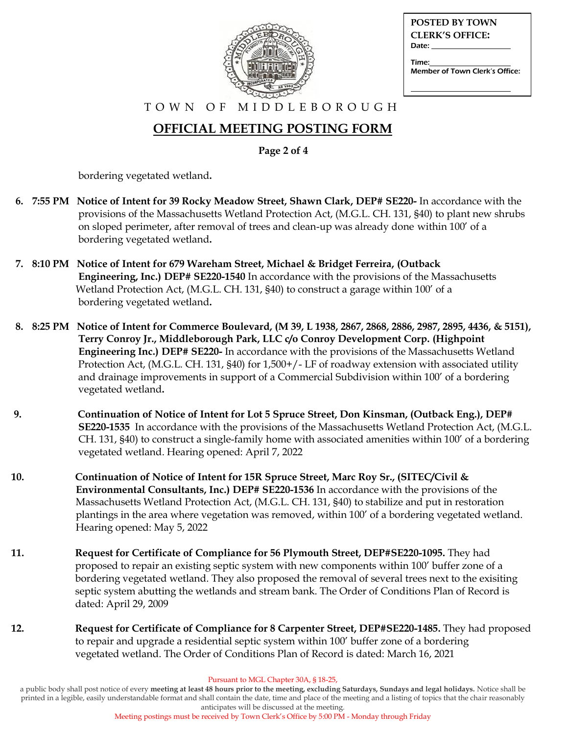**POSTED BY TOWN CLERK'S OFFICE:**
Date: ____________________
Time: ____________________
Member of Town Clerk's Office:
____________________

TOWN OF MIDDLEBOROUGH

# OFFICIAL MEETING POSTING FORM

bordering vegetated wetland.

6. **7:55 PM Notice of Intent for 39 Rocky Meadow Street, Shawn Clark, DEP# SE220-** In accordance with the provisions of the Massachusetts Wetland Protection Act, (M.G.L. CH. 131, §40) to plant new shrubs on sloped perimeter, after removal of trees and clean-up was already done within 100′ of a bordering vegetated wetland.

7. **8:10 PM Notice of Intent for 679 Wareham Street, Michael & Bridget Ferreira, (Outback Engineering, Inc.) DEP# SE220-1540** In accordance with the provisions of the Massachusetts Wetland Protection Act, (M.G.L. CH. 131, §40) to construct a garage within 100′ of a bordering vegetated wetland.

8. **8:25 PM Notice of Intent for Commerce Boulevard, (M 39, L 1938, 2867, 2868, 2886, 2987, 2895, 4436, & 5151), Terry Conroy Jr., Middleborough Park, LLC c/o Conroy Development Corp. (Highpoint Engineering Inc.) DEP# SE220-** In accordance with the provisions of the Massachusetts Wetland Protection Act, (M.G.L. CH. 131, §40) for 1,500+/- LF of roadway extension with associated utility and drainage improvements in support of a Commercial Subdivision within 100′ of a bordering vegetated wetland.

9. **Continuation of Notice of Intent for Lot 5 Spruce Street, Don Kinsman, (Outback Eng.), DEP# SE220-1535** In accordance with the provisions of the Massachusetts Wetland Protection Act, (M.G.L. CH. 131, §40) to construct a single-family home with associated amenities within 100′ of a bordering vegetated wetland. Hearing opened: April 7, 2022

10. **Continuation of Notice of Intent for 15R Spruce Street, Marc Roy Sr., (SITEC/Civil & Environmental Consultants, Inc.) DEP# SE220-1536** In accordance with the provisions of the Massachusetts Wetland Protection Act, (M.G.L. CH. 131, §40) to stabilize and put in restoration plantings in the area where vegetation was removed, within 100′ of a bordering vegetated wetland. Hearing opened: May 5, 2022

11. **Request for Certificate of Compliance for 56 Plymouth Street, DEP#SE220-1095.** They had proposed to repair an existing septic system with new components within 100′ buffer zone of a bordering vegetated wetland. They also proposed the removal of several trees next to the exisiting septic system abutting the wetlands and stream bank. The Order of Conditions Plan of Record is dated: April 29, 2009

12. **Request for Certificate of Compliance for 8 Carpenter Street, DEP#SE220-1485.** They had proposed to repair and upgrade a residential septic system within 100′ buffer zone of a bordering vegetated wetland. The Order of Conditions Plan of Record is dated: March 16, 2021

Pursuant to MGL Chapter 30A, § 18-25,
a public body shall post notice of every **meeting at least 48 hours prior to the meeting, excluding Saturdays, Sundays and legal holidays.** Notice shall be printed in a legible, easily understandable format and shall contain the date, time and place of the meeting and a listing of topics that the chair reasonably anticipates will be discussed at the meeting.
Meeting postings must be received by Town Clerk's Office by 5:00 PM - Monday through Friday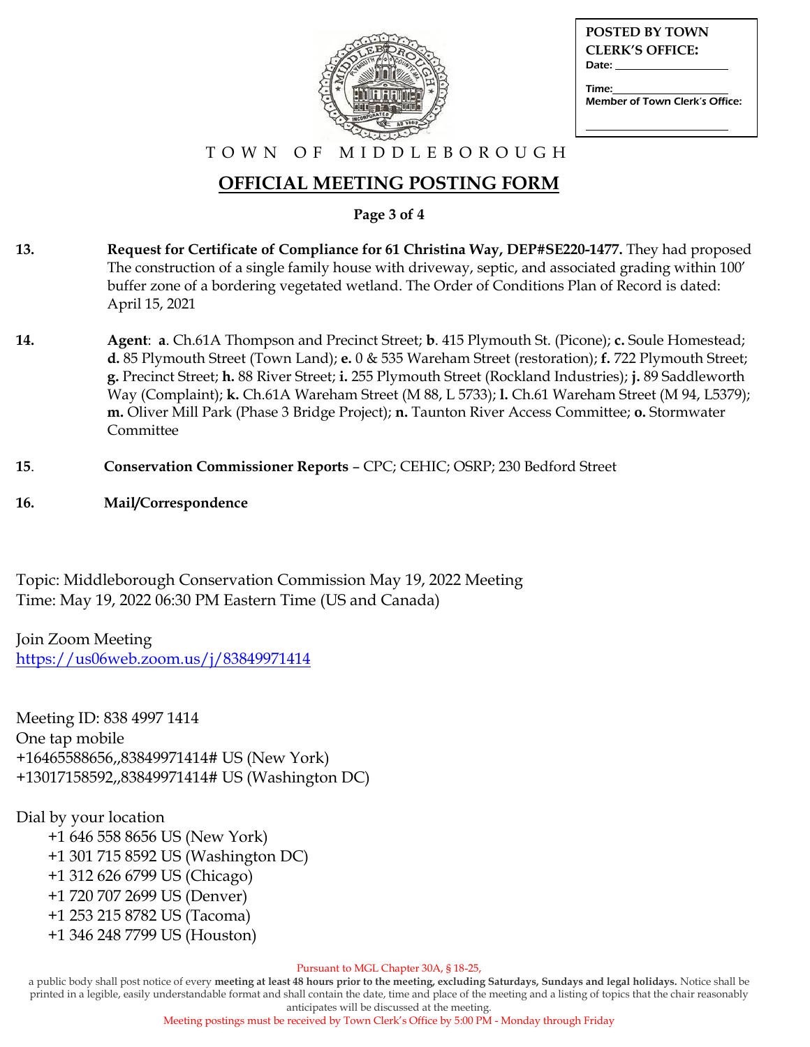POSTED BY TOWN CLERK'S OFFICE:
Date: ___________
Time: ___________
Member of Town Clerk's Office:
___________

TOWN OF MIDDLEBOROUGH

# OFFICIAL MEETING POSTING FORM

**Page 3 of 4**

**13.** **Request for Certificate of Compliance for 61 Christina Way, DEP#SE220-1477.** They had proposed The construction of a single family house with driveway, septic, and associated grading within 100' buffer zone of a bordering vegetated wetland. The Order of Conditions Plan of Record is dated: April 15, 2021

**14.** **Agent**: **a**. Ch.61A Thompson and Precinct Street; **b**. 415 Plymouth St. (Picone); **c.** Soule Homestead; **d.** 85 Plymouth Street (Town Land); **e.** 0 & 535 Wareham Street (restoration); **f.** 722 Plymouth Street; **g.** Precinct Street; **h.** 88 River Street; **i.** 255 Plymouth Street (Rockland Industries); **j.** 89 Saddleworth Way (Complaint); **k.** Ch.61A Wareham Street (M 88, L 5733); **l.** Ch.61 Wareham Street (M 94, L5379); **m.** Oliver Mill Park (Phase 3 Bridge Project); **n.** Taunton River Access Committee; **o.** Stormwater Committee

**15**. **Conservation Commissioner Reports** – CPC; CEHIC; OSRP; 230 Bedford Street

**16.** **Mail/Correspondence**

Topic: Middleborough Conservation Commission May 19, 2022 Meeting
Time: May 19, 2022 06:30 PM Eastern Time (US and Canada)

Join Zoom Meeting
https://us06web.zoom.us/j/83849971414

Meeting ID: 838 4997 1414
One tap mobile
+16465588656,,83849971414# US (New York)
+13017158592,,83849971414# US (Washington DC)

Dial by your location
+1 646 558 8656 US (New York)
+1 301 715 8592 US (Washington DC)
+1 312 626 6799 US (Chicago)
+1 720 707 2699 US (Denver)
+1 253 215 8782 US (Tacoma)
+1 346 248 7799 US (Houston)

Pursuant to MGL Chapter 30A, § 18-25,
a public body shall post notice of every **meeting at least 48 hours prior to the meeting, excluding Saturdays, Sundays and legal holidays.** Notice shall be printed in a legible, easily understandable format and shall contain the date, time and place of the meeting and a listing of topics that the chair reasonably anticipates will be discussed at the meeting.
Meeting postings must be received by Town Clerk's Office by 5:00 PM - Monday through Friday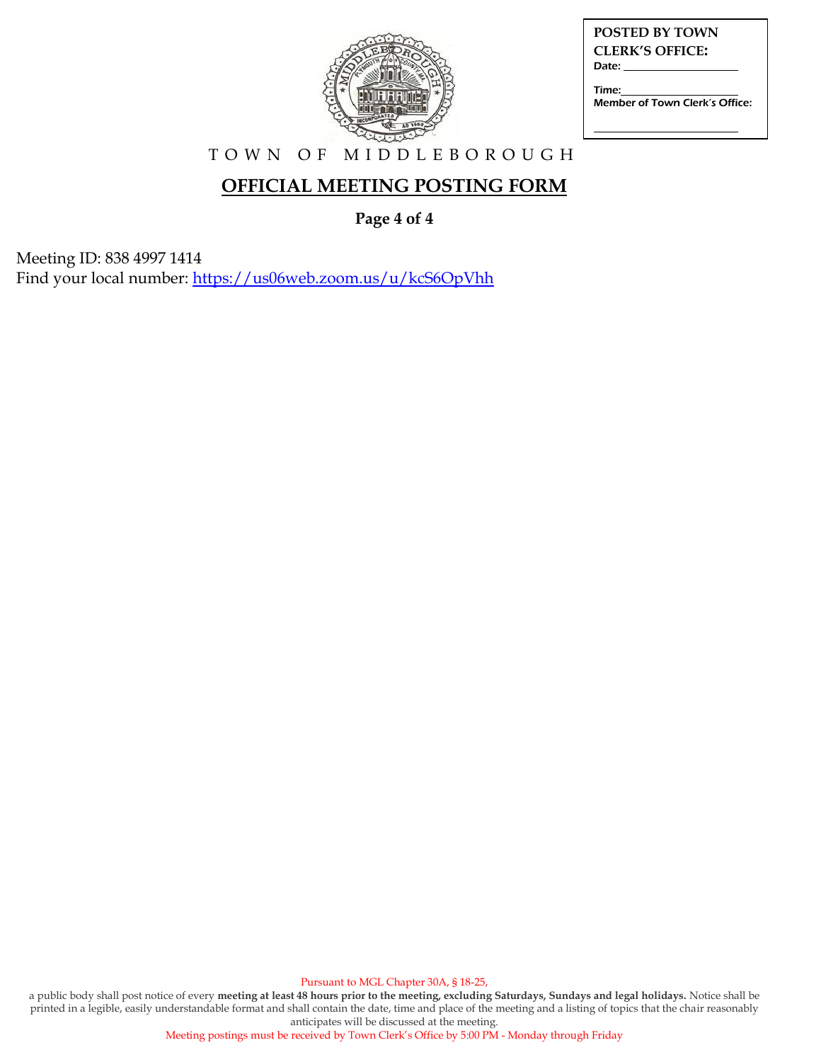**POSTED BY TOWN CLERK'S OFFICE:**
Date: ____________
Time: ____________
Member of Town Clerk's Office:
____________

TOWN OF MIDDLEBOROUGH

# OFFICIAL MEETING POSTING FORM

Meeting ID: 838 4997 1414
Find your local number: https://us06web.zoom.us/u/kcS6OpVhh

Pursuant to MGL Chapter 30A, § 18-25,
a public body shall post notice of every **meeting at least 48 hours prior to the meeting, excluding Saturdays, Sundays and legal holidays.** Notice shall be printed in a legible, easily understandable format and shall contain the date, time and place of the meeting and a listing of topics that the chair reasonably anticipates will be discussed at the meeting.
Meeting postings must be received by Town Clerk's Office by 5:00 PM - Monday through Friday